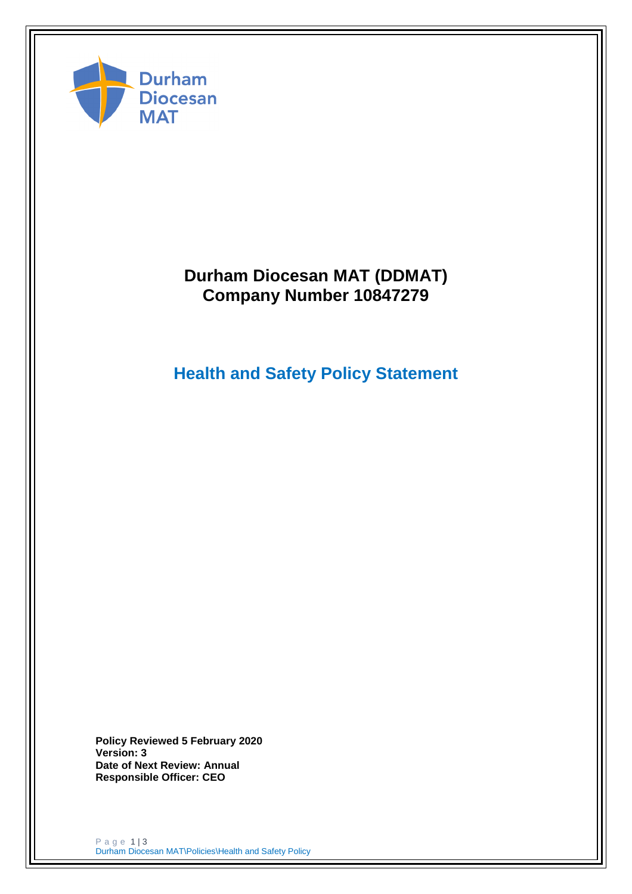Durham Diocesan MAT

# Durham Diocesan MAT (DDMAT)
# Company Number 10847279

## Health and Safety Policy Statement

**Policy Reviewed 5 February 2020**
**Version: 3**
**Date of Next Review: Annual**
**Responsible Officer: CEO**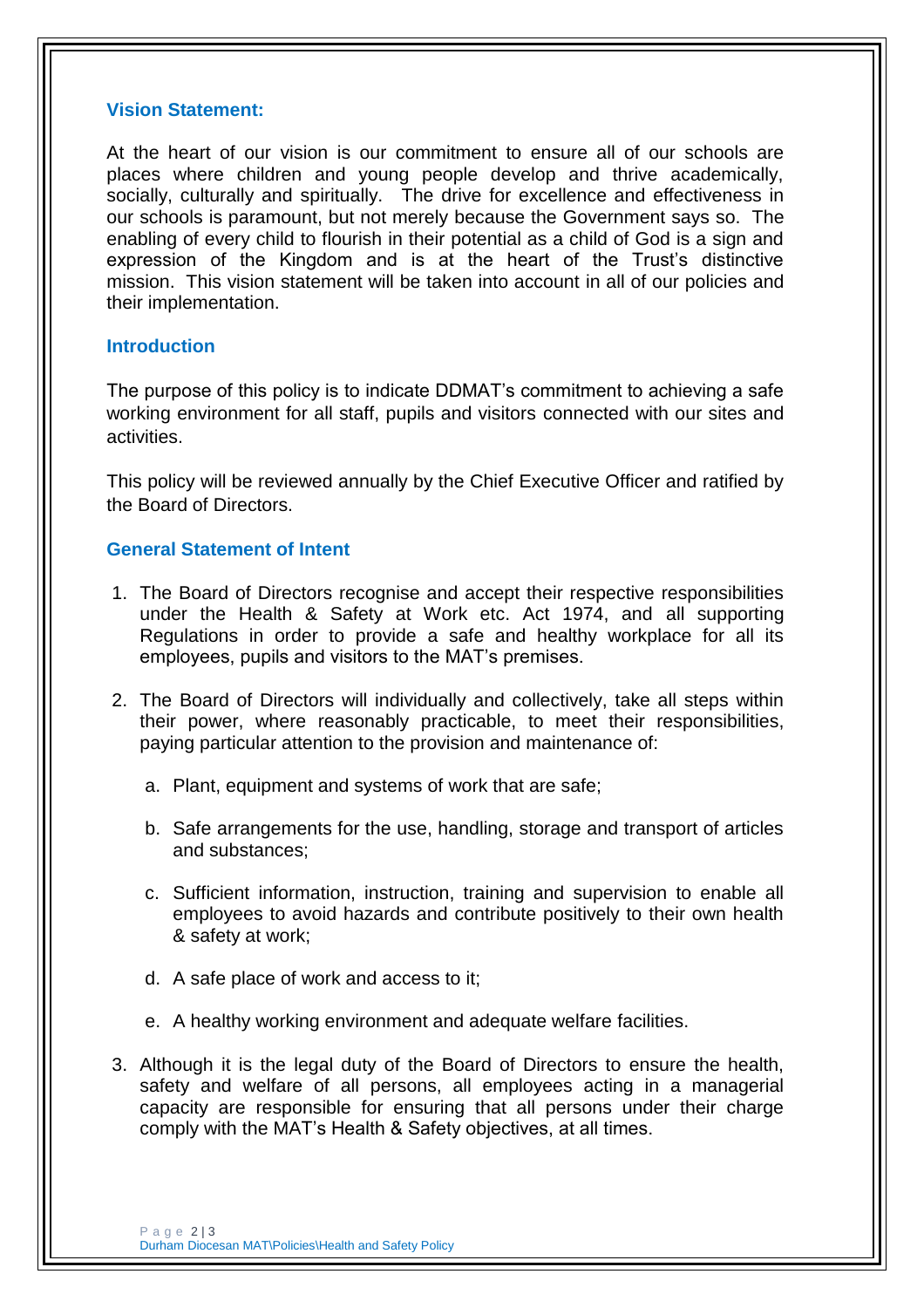## Vision Statement:

At the heart of our vision is our commitment to ensure all of our schools are places where children and young people develop and thrive academically, socially, culturally and spiritually. The drive for excellence and effectiveness in our schools is paramount, but not merely because the Government says so. The enabling of every child to flourish in their potential as a child of God is a sign and expression of the Kingdom and is at the heart of the Trust's distinctive mission. This vision statement will be taken into account in all of our policies and their implementation.

## Introduction

The purpose of this policy is to indicate DDMAT's commitment to achieving a safe working environment for all staff, pupils and visitors connected with our sites and activities.

This policy will be reviewed annually by the Chief Executive Officer and ratified by the Board of Directors.

## General Statement of Intent

1. The Board of Directors recognise and accept their respective responsibilities under the Health & Safety at Work etc. Act 1974, and all supporting Regulations in order to provide a safe and healthy workplace for all its employees, pupils and visitors to the MAT's premises.

2. The Board of Directors will individually and collectively, take all steps within their power, where reasonably practicable, to meet their responsibilities, paying particular attention to the provision and maintenance of:

   a. Plant, equipment and systems of work that are safe;

   b. Safe arrangements for the use, handling, storage and transport of articles and substances;

   c. Sufficient information, instruction, training and supervision to enable all employees to avoid hazards and contribute positively to their own health & safety at work;

   d. A safe place of work and access to it;

   e. A healthy working environment and adequate welfare facilities.

3. Although it is the legal duty of the Board of Directors to ensure the health, safety and welfare of all persons, all employees acting in a managerial capacity are responsible for ensuring that all persons under their charge comply with the MAT's Health & Safety objectives, at all times.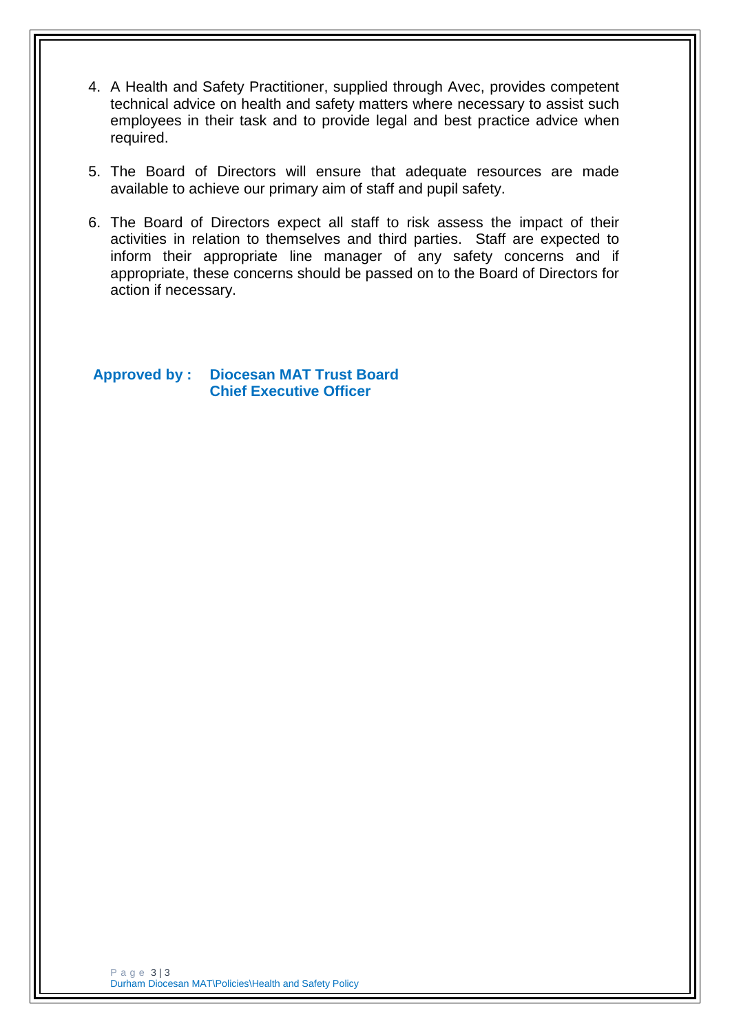4. A Health and Safety Practitioner, supplied through Avec, provides competent technical advice on health and safety matters where necessary to assist such employees in their task and to provide legal and best practice advice when required.

5. The Board of Directors will ensure that adequate resources are made available to achieve our primary aim of staff and pupil safety.

6. The Board of Directors expect all staff to risk assess the impact of their activities in relation to themselves and third parties. Staff are expected to inform their appropriate line manager of any safety concerns and if appropriate, these concerns should be passed on to the Board of Directors for action if necessary.

**Approved by : Diocesan MAT Trust Board**
**Chief Executive Officer**